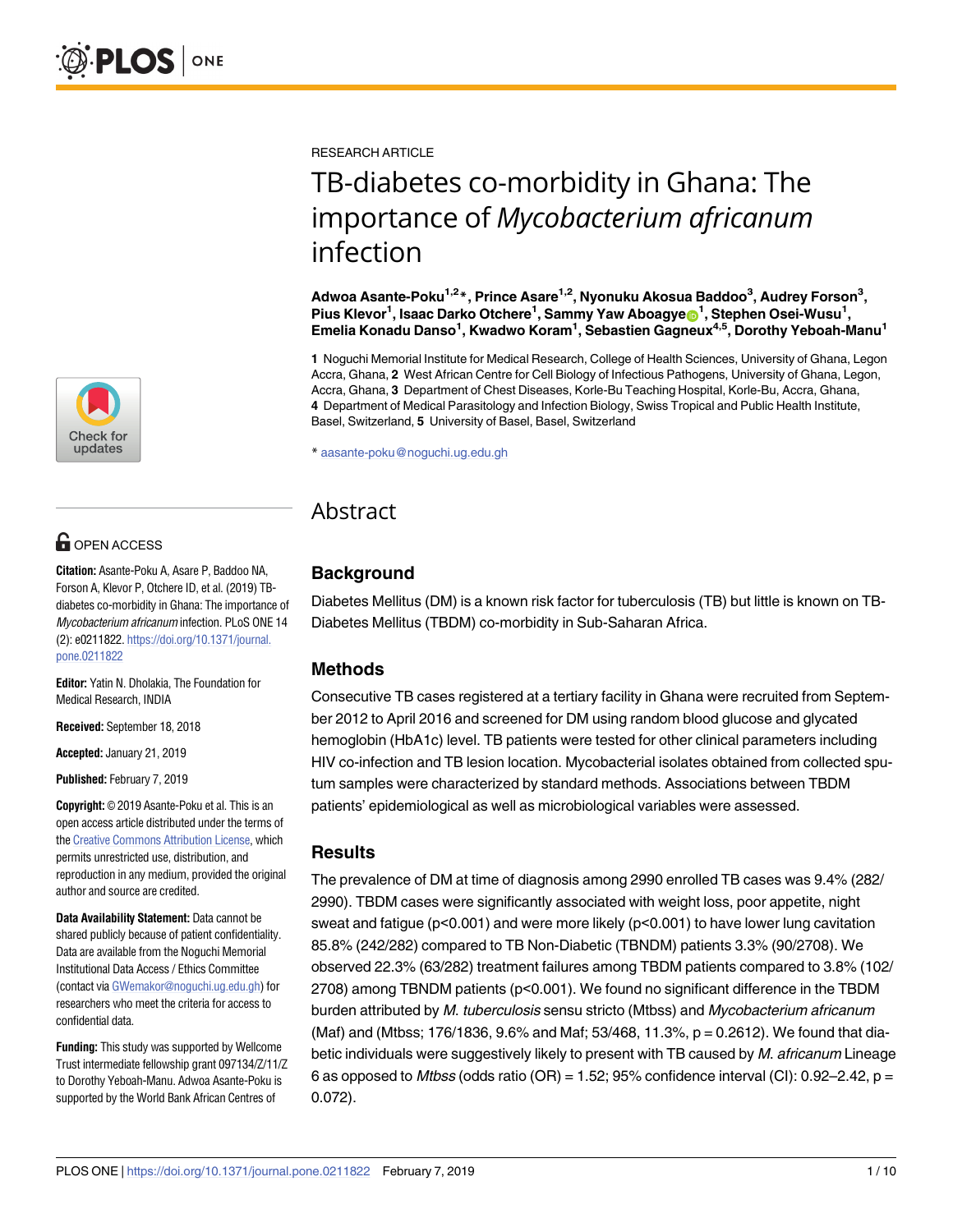RESEARCH ARTICLE

# TB-diabetes co-morbidity in Ghana: The importance of *Mycobacterium africanum* infection

**Adwoa Asante-Poku[1,2]*, Prince Asare[1,2], Nyonuku Akosua Baddoo[3], Audrey Forson[3], Pius Klevor[1], Isaac Darko Otchere[1], Sammy Yaw Aboagye[1], Stephen Osei-Wusu[1], Emelia Konadu Danso[1], Kwadwo Koram[1], Sebastien Gagneux[4,5], Dorothy Yeboah-Manu[1]**

**1** Noguchi Memorial Institute for Medical Research, College of Health Sciences, University of Ghana, Legon Accra, Ghana, **2** West African Centre for Cell Biology of Infectious Pathogens, University of Ghana, Legon, Accra, Ghana, **3** Department of Chest Diseases, Korle-Bu Teaching Hospital, Korle-Bu, Accra, Ghana, **4** Department of Medical Parasitology and Infection Biology, Swiss Tropical and Public Health Institute, Basel, Switzerland, **5** University of Basel, Basel, Switzerland

* aasante-poku@noguchi.ug.edu.gh

OPEN ACCESS

**Citation:** Asante-Poku A, Asare P, Baddoo NA, Forson A, Klevor P, Otchere ID, et al. (2019) TB-diabetes co-morbidity in Ghana: The importance of *Mycobacterium africanum* infection. PLoS ONE 14 (2): e0211822. https://doi.org/10.1371/journal.pone.0211822

**Editor:** Yatin N. Dholakia, The Foundation for Medical Research, INDIA

**Received:** September 18, 2018

**Accepted:** January 21, 2019

**Published:** February 7, 2019

**Copyright:** © 2019 Asante-Poku et al. This is an open access article distributed under the terms of the Creative Commons Attribution License, which permits unrestricted use, distribution, and reproduction in any medium, provided the original author and source are credited.

**Data Availability Statement:** Data cannot be shared publicly because of patient confidentiality. Data are available from the Noguchi Memorial Institutional Data Access / Ethics Committee (contact via GWemakor@noguchi.ug.edu.gh) for researchers who meet the criteria for access to confidential data.

**Funding:** This study was supported by Wellcome Trust intermediate fellowship grant 097134/Z/11/Z to Dorothy Yeboah-Manu. Adwoa Asante-Poku is supported by the World Bank African Centres of

## Abstract

### Background

Diabetes Mellitus (DM) is a known risk factor for tuberculosis (TB) but little is known on TB-Diabetes Mellitus (TBDM) co-morbidity in Sub-Saharan Africa.

### Methods

Consecutive TB cases registered at a tertiary facility in Ghana were recruited from September 2012 to April 2016 and screened for DM using random blood glucose and glycated hemoglobin (HbA1c) level. TB patients were tested for other clinical parameters including HIV co-infection and TB lesion location. Mycobacterial isolates obtained from collected sputum samples were characterized by standard methods. Associations between TBDM patients' epidemiological as well as microbiological variables were assessed.

### Results

The prevalence of DM at time of diagnosis among 2990 enrolled TB cases was 9.4% (282/2990). TBDM cases were significantly associated with weight loss, poor appetite, night sweat and fatigue ($p<0.001$) and were more likely ($p<0.001$) to have lower lung cavitation 85.8% (242/282) compared to TB Non-Diabetic (TBNDM) patients 3.3% (90/2708). We observed 22.3% (63/282) treatment failures among TBDM patients compared to 3.8% (102/2708) among TBNDM patients ($p<0.001$). We found no significant difference in the TBDM burden attributed by *M. tuberculosis* sensu stricto (Mtbss) and *Mycobacterium africanum* (Maf) and (Mtbss; 176/1836, 9.6% and Maf; 53/468, 11.3%, $p = 0.2612$). We found that diabetic individuals were suggestively likely to present with TB caused by *M. africanum* Lineage 6 as opposed to *Mtbss* (odds ratio (OR) = 1.52; 95% confidence interval (CI): 0.92–2.42, $p = 0.072$).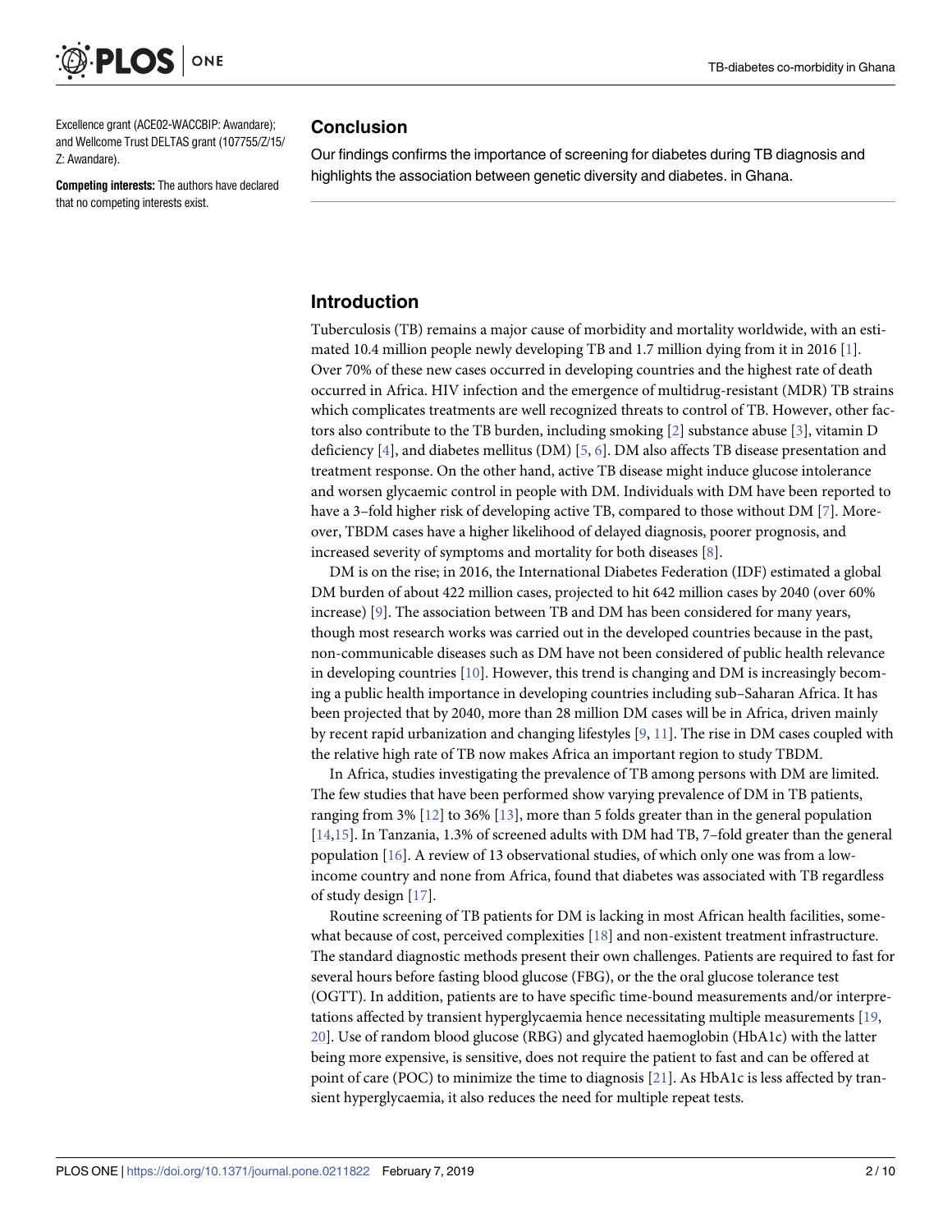Excellence grant (ACE02-WACCBIP: Awandare); and Wellcome Trust DELTAS grant (107755/Z/15/Z: Awandare).

**Competing interests:** The authors have declared that no competing interests exist.

## Conclusion

Our findings confirms the importance of screening for diabetes during TB diagnosis and highlights the association between genetic diversity and diabetes. in Ghana.

## Introduction

Tuberculosis (TB) remains a major cause of morbidity and mortality worldwide, with an estimated 10.4 million people newly developing TB and 1.7 million dying from it in 2016 [1]. Over 70% of these new cases occurred in developing countries and the highest rate of death occurred in Africa. HIV infection and the emergence of multidrug-resistant (MDR) TB strains which complicates treatments are well recognized threats to control of TB. However, other factors also contribute to the TB burden, including smoking [2] substance abuse [3], vitamin D deficiency [4], and diabetes mellitus (DM) [5, 6]. DM also affects TB disease presentation and treatment response. On the other hand, active TB disease might induce glucose intolerance and worsen glycaemic control in people with DM. Individuals with DM have been reported to have a 3–fold higher risk of developing active TB, compared to those without DM [7]. Moreover, TBDM cases have a higher likelihood of delayed diagnosis, poorer prognosis, and increased severity of symptoms and mortality for both diseases [8].

DM is on the rise; in 2016, the International Diabetes Federation (IDF) estimated a global DM burden of about 422 million cases, projected to hit 642 million cases by 2040 (over 60% increase) [9]. The association between TB and DM has been considered for many years, though most research works was carried out in the developed countries because in the past, non-communicable diseases such as DM have not been considered of public health relevance in developing countries [10]. However, this trend is changing and DM is increasingly becoming a public health importance in developing countries including sub–Saharan Africa. It has been projected that by 2040, more than 28 million DM cases will be in Africa, driven mainly by recent rapid urbanization and changing lifestyles [9, 11]. The rise in DM cases coupled with the relative high rate of TB now makes Africa an important region to study TBDM.

In Africa, studies investigating the prevalence of TB among persons with DM are limited. The few studies that have been performed show varying prevalence of DM in TB patients, ranging from 3% [12] to 36% [13], more than 5 folds greater than in the general population [14,15]. In Tanzania, 1.3% of screened adults with DM had TB, 7–fold greater than the general population [16]. A review of 13 observational studies, of which only one was from a low-income country and none from Africa, found that diabetes was associated with TB regardless of study design [17].

Routine screening of TB patients for DM is lacking in most African health facilities, somewhat because of cost, perceived complexities [18] and non-existent treatment infrastructure. The standard diagnostic methods present their own challenges. Patients are required to fast for several hours before fasting blood glucose (FBG), or the the oral glucose tolerance test (OGTT). In addition, patients are to have specific time-bound measurements and/or interpretations affected by transient hyperglycaemia hence necessitating multiple measurements [19, 20]. Use of random blood glucose (RBG) and glycated haemoglobin (HbA1c) with the latter being more expensive, is sensitive, does not require the patient to fast and can be offered at point of care (POC) to minimize the time to diagnosis [21]. As HbA1c is less affected by transient hyperglycaemia, it also reduces the need for multiple repeat tests.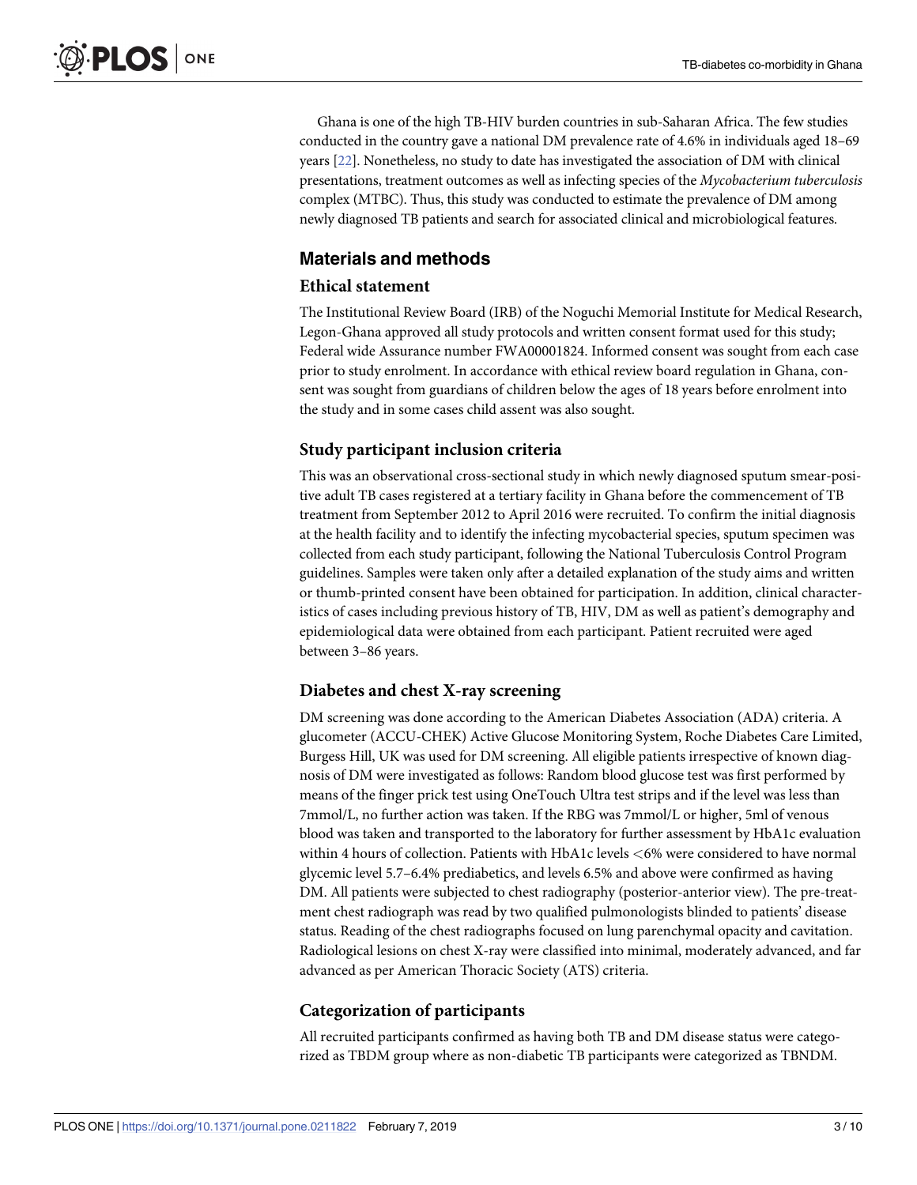Ghana is one of the high TB-HIV burden countries in sub-Saharan Africa. The few studies conducted in the country gave a national DM prevalence rate of 4.6% in individuals aged 18–69 years [22]. Nonetheless, no study to date has investigated the association of DM with clinical presentations, treatment outcomes as well as infecting species of the *Mycobacterium tuberculosis* complex (MTBC). Thus, this study was conducted to estimate the prevalence of DM among newly diagnosed TB patients and search for associated clinical and microbiological features.

## Materials and methods

### Ethical statement

The Institutional Review Board (IRB) of the Noguchi Memorial Institute for Medical Research, Legon-Ghana approved all study protocols and written consent format used for this study; Federal wide Assurance number FWA00001824. Informed consent was sought from each case prior to study enrolment. In accordance with ethical review board regulation in Ghana, consent was sought from guardians of children below the ages of 18 years before enrolment into the study and in some cases child assent was also sought.

### Study participant inclusion criteria

This was an observational cross-sectional study in which newly diagnosed sputum smear-positive adult TB cases registered at a tertiary facility in Ghana before the commencement of TB treatment from September 2012 to April 2016 were recruited. To confirm the initial diagnosis at the health facility and to identify the infecting mycobacterial species, sputum specimen was collected from each study participant, following the National Tuberculosis Control Program guidelines. Samples were taken only after a detailed explanation of the study aims and written or thumb-printed consent have been obtained for participation. In addition, clinical characteristics of cases including previous history of TB, HIV, DM as well as patient's demography and epidemiological data were obtained from each participant. Patient recruited were aged between 3–86 years.

### Diabetes and chest X-ray screening

DM screening was done according to the American Diabetes Association (ADA) criteria. A glucometer (ACCU-CHEK) Active Glucose Monitoring System, Roche Diabetes Care Limited, Burgess Hill, UK was used for DM screening. All eligible patients irrespective of known diagnosis of DM were investigated as follows: Random blood glucose test was first performed by means of the finger prick test using OneTouch Ultra test strips and if the level was less than 7mmol/L, no further action was taken. If the RBG was 7mmol/L or higher, 5ml of venous blood was taken and transported to the laboratory for further assessment by HbA1c evaluation within 4 hours of collection. Patients with HbA1c levels <6% were considered to have normal glycemic level 5.7–6.4% prediabetics, and levels 6.5% and above were confirmed as having DM. All patients were subjected to chest radiography (posterior-anterior view). The pre-treatment chest radiograph was read by two qualified pulmonologists blinded to patients' disease status. Reading of the chest radiographs focused on lung parenchymal opacity and cavitation. Radiological lesions on chest X-ray were classified into minimal, moderately advanced, and far advanced as per American Thoracic Society (ATS) criteria.

### Categorization of participants

All recruited participants confirmed as having both TB and DM disease status were categorized as TBDM group where as non-diabetic TB participants were categorized as TBNDM.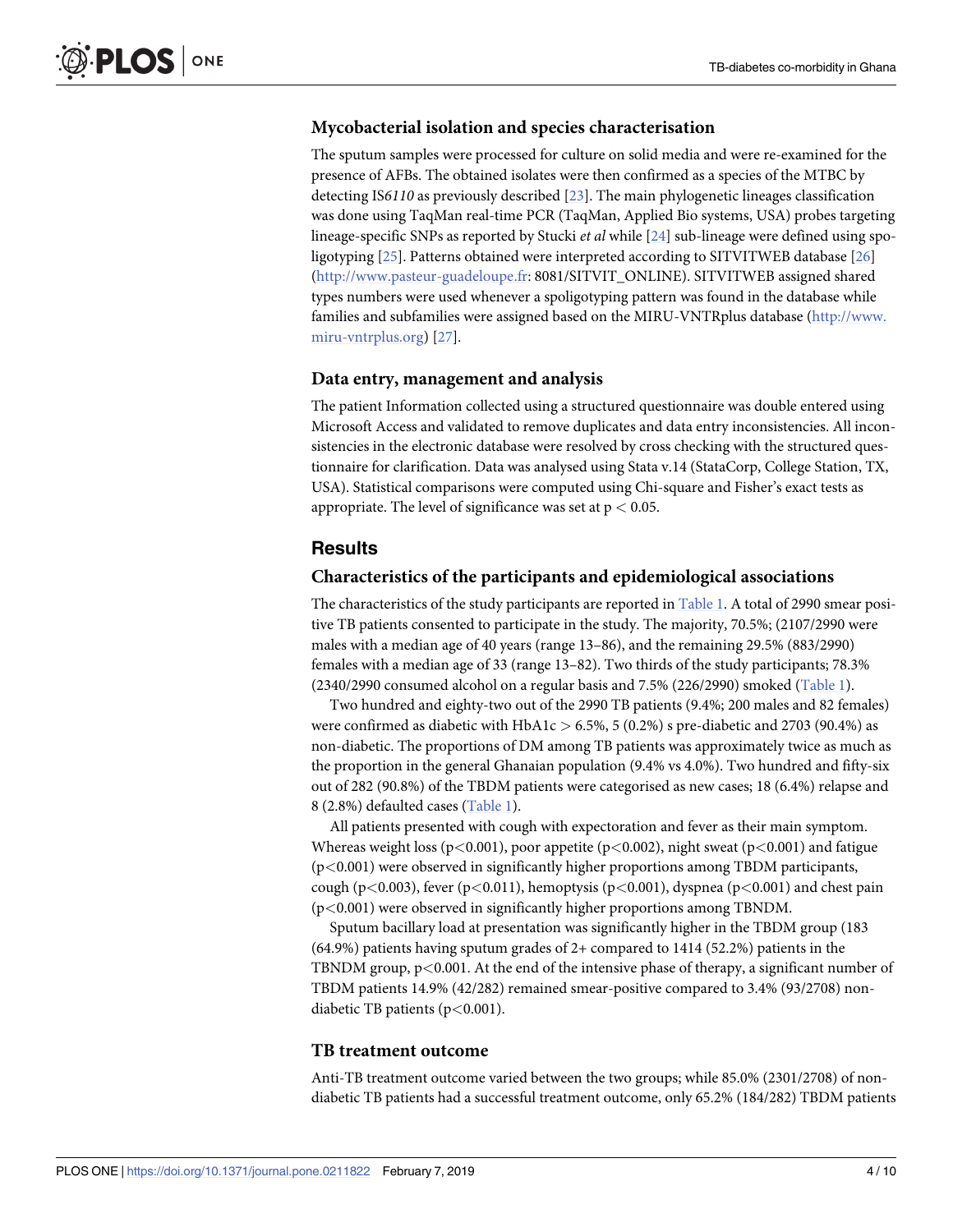### Mycobacterial isolation and species characterisation

The sputum samples were processed for culture on solid media and were re-examined for the presence of AFBs. The obtained isolates were then confirmed as a species of the MTBC by detecting IS*6110* as previously described [23]. The main phylogenetic lineages classification was done using TaqMan real-time PCR (TaqMan, Applied Bio systems, USA) probes targeting lineage-specific SNPs as reported by Stucki *et al* while [24] sub-lineage were defined using spoligotyping [25]. Patterns obtained were interpreted according to SITVITWEB database [26] (http://www.pasteur-guadeloupe.fr: 8081/SITVIT_ONLINE). SITVITWEB assigned shared types numbers were used whenever a spoligotyping pattern was found in the database while families and subfamilies were assigned based on the MIRU-VNTRplus database (http://www.miru-vntrplus.org) [27].

### Data entry, management and analysis

The patient Information collected using a structured questionnaire was double entered using Microsoft Access and validated to remove duplicates and data entry inconsistencies. All inconsistencies in the electronic database were resolved by cross checking with the structured questionnaire for clarification. Data was analysed using Stata v.14 (StataCorp, College Station, TX, USA). Statistical comparisons were computed using Chi-square and Fisher's exact tests as appropriate. The level of significance was set at $p < 0.05$.

## Results

### Characteristics of the participants and epidemiological associations

The characteristics of the study participants are reported in Table 1. A total of 2990 smear positive TB patients consented to participate in the study. The majority, 70.5%; (2107/2990 were males with a median age of 40 years (range 13–86), and the remaining 29.5% (883/2990) females with a median age of 33 (range 13–82). Two thirds of the study participants; 78.3% (2340/2990 consumed alcohol on a regular basis and 7.5% (226/2990) smoked (Table 1).

Two hundred and eighty-two out of the 2990 TB patients (9.4%; 200 males and 82 females) were confirmed as diabetic with HbA1c > 6.5%, 5 (0.2%) s pre-diabetic and 2703 (90.4%) as non-diabetic. The proportions of DM among TB patients was approximately twice as much as the proportion in the general Ghanaian population (9.4% vs 4.0%). Two hundred and fifty-six out of 282 (90.8%) of the TBDM patients were categorised as new cases; 18 (6.4%) relapse and 8 (2.8%) defaulted cases (Table 1).

All patients presented with cough with expectoration and fever as their main symptom. Whereas weight loss ($p<0.001$), poor appetite ($p<0.002$), night sweat ($p<0.001$) and fatigue ($p<0.001$) were observed in significantly higher proportions among TBDM participants, cough ($p<0.003$), fever ($p<0.011$), hemoptysis ($p<0.001$), dyspnea ($p<0.001$) and chest pain ($p<0.001$) were observed in significantly higher proportions among TBNDM.

Sputum bacillary load at presentation was significantly higher in the TBDM group (183 (64.9%) patients having sputum grades of 2+ compared to 1414 (52.2%) patients in the TBNDM group, $p<0.001$. At the end of the intensive phase of therapy, a significant number of TBDM patients 14.9% (42/282) remained smear-positive compared to 3.4% (93/2708) non-diabetic TB patients ($p<0.001$).

### TB treatment outcome

Anti-TB treatment outcome varied between the two groups; while 85.0% (2301/2708) of non-diabetic TB patients had a successful treatment outcome, only 65.2% (184/282) TBDM patients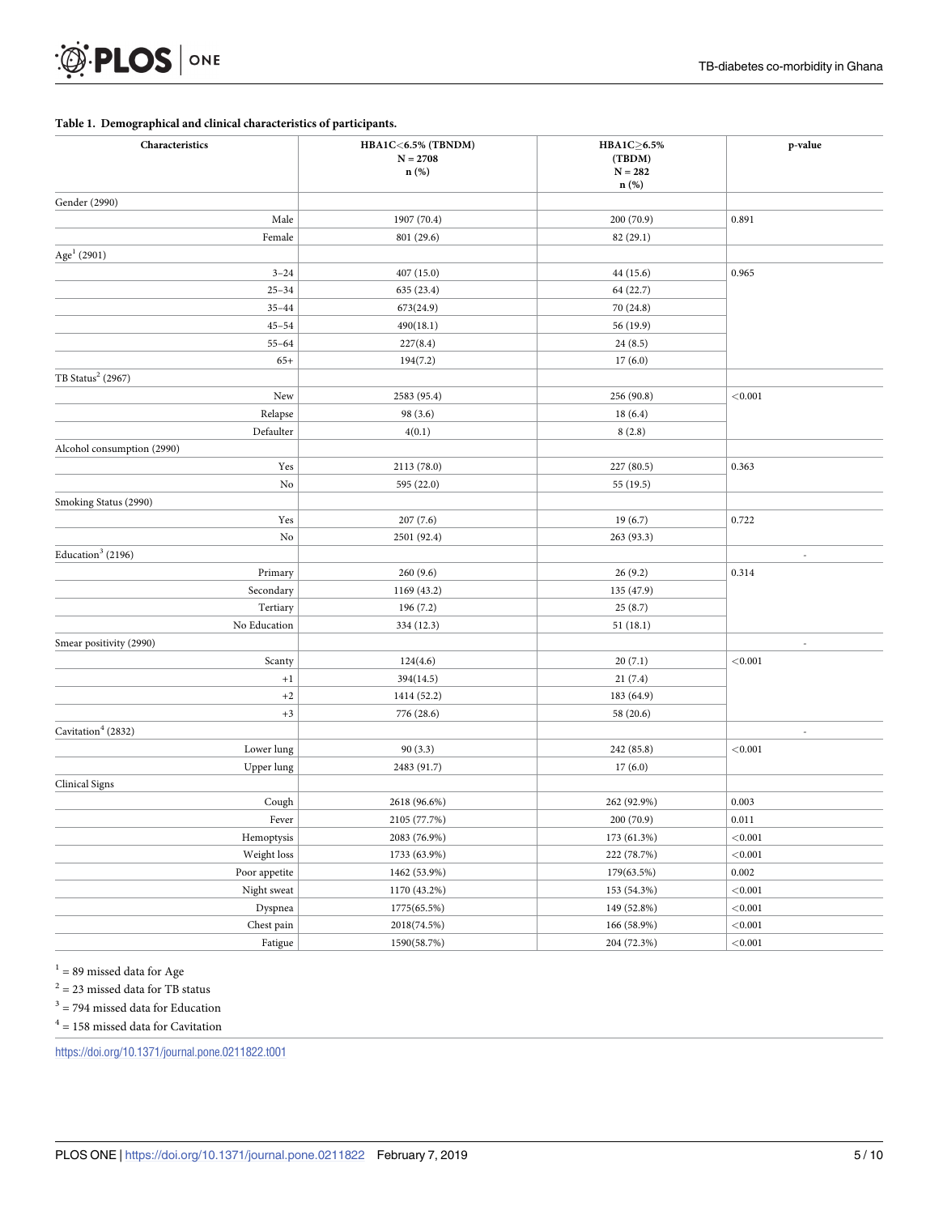**Table 1. Demographical and clinical characteristics of participants.**

| Characteristics | HBA1C<6.5% (TBNDM) N = 2708 n (%) | HBA1C≥6.5% (TBDM) N = 282 n (%) | p-value |
|---|---|---|---|
| Gender (2990) | | | |
| Male | 1907 (70.4) | 200 (70.9) | 0.891 |
| Female | 801 (29.6) | 82 (29.1) | |
| Age[1] (2901) | | | |
| 3–24 | 407 (15.0) | 44 (15.6) | 0.965 |
| 25–34 | 635 (23.4) | 64 (22.7) | |
| 35–44 | 673(24.9) | 70 (24.8) | |
| 45–54 | 490(18.1) | 56 (19.9) | |
| 55–64 | 227(8.4) | 24 (8.5) | |
| 65+ | 194(7.2) | 17 (6.0) | |
| TB Status[2] (2967) | | | |
| New | 2583 (95.4) | 256 (90.8) | <0.001 |
| Relapse | 98 (3.6) | 18 (6.4) | |
| Defaulter | 4(0.1) | 8 (2.8) | |
| Alcohol consumption (2990) | | | |
| Yes | 2113 (78.0) | 227 (80.5) | 0.363 |
| No | 595 (22.0) | 55 (19.5) | |
| Smoking Status (2990) | | | |
| Yes | 207 (7.6) | 19 (6.7) | 0.722 |
| No | 2501 (92.4) | 263 (93.3) | |
| Education[3] (2196) | | | - |
| Primary | 260 (9.6) | 26 (9.2) | 0.314 |
| Secondary | 1169 (43.2) | 135 (47.9) | |
| Tertiary | 196 (7.2) | 25 (8.7) | |
| No Education | 334 (12.3) | 51 (18.1) | |
| Smear positivity (2990) | | | - |
| Scanty | 124(4.6) | 20 (7.1) | <0.001 |
| +1 | 394(14.5) | 21 (7.4) | |
| +2 | 1414 (52.2) | 183 (64.9) | |
| +3 | 776 (28.6) | 58 (20.6) | |
| Cavitation[4] (2832) | | | - |
| Lower lung | 90 (3.3) | 242 (85.8) | <0.001 |
| Upper lung | 2483 (91.7) | 17 (6.0) | |
| Clinical Signs | | | |
| Cough | 2618 (96.6%) | 262 (92.9%) | 0.003 |
| Fever | 2105 (77.7%) | 200 (70.9) | 0.011 |
| Hemoptysis | 2083 (76.9%) | 173 (61.3%) | <0.001 |
| Weight loss | 1733 (63.9%) | 222 (78.7%) | <0.001 |
| Poor appetite | 1462 (53.9%) | 179(63.5%) | 0.002 |
| Night sweat | 1170 (43.2%) | 153 (54.3%) | <0.001 |
| Dyspnea | 1775(65.5%) | 149 (52.8%) | <0.001 |
| Chest pain | 2018(74.5%) | 166 (58.9%) | <0.001 |
| Fatigue | 1590(58.7%) | 204 (72.3%) | <0.001 |

[1] = 89 missed data for Age

[2] = 23 missed data for TB status

[3] = 794 missed data for Education

[4] = 158 missed data for Cavitation

https://doi.org/10.1371/journal.pone.0211822.t001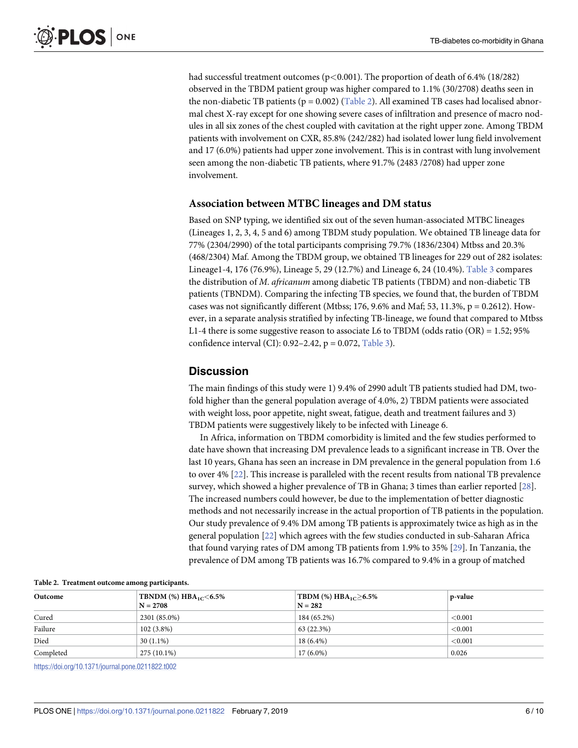had successful treatment outcomes ($p<0.001$). The proportion of death of 6.4% (18/282) observed in the TBDM patient group was higher compared to 1.1% (30/2708) deaths seen in the non-diabetic TB patients ($p = 0.002$) (Table 2). All examined TB cases had localised abnormal chest X-ray except for one showing severe cases of infiltration and presence of macro nodules in all six zones of the chest coupled with cavitation at the right upper zone. Among TBDM patients with involvement on CXR, 85.8% (242/282) had isolated lower lung field involvement and 17 (6.0%) patients had upper zone involvement. This is in contrast with lung involvement seen among the non-diabetic TB patients, where 91.7% (2483 /2708) had upper zone involvement.

### Association between MTBC lineages and DM status

Based on SNP typing, we identified six out of the seven human-associated MTBC lineages (Lineages 1, 2, 3, 4, 5 and 6) among TBDM study population. We obtained TB lineage data for 77% (2304/2990) of the total participants comprising 79.7% (1836/2304) Mtbss and 20.3% (468/2304) Maf. Among the TBDM group, we obtained TB lineages for 229 out of 282 isolates: Lineage1-4, 176 (76.9%), Lineage 5, 29 (12.7%) and Lineage 6, 24 (10.4%). Table 3 compares the distribution of *M. africanum* among diabetic TB patients (TBDM) and non-diabetic TB patients (TBNDM). Comparing the infecting TB species, we found that, the burden of TBDM cases was not significantly different (Mtbss; 176, 9.6% and Maf; 53, 11.3%, $p = 0.2612$). However, in a separate analysis stratified by infecting TB-lineage, we found that compared to Mtbss L1-4 there is some suggestive reason to associate L6 to TBDM (odds ratio (OR) = 1.52; 95% confidence interval (CI): 0.92–2.42, $p = 0.072$, Table 3).

## Discussion

The main findings of this study were 1) 9.4% of 2990 adult TB patients studied had DM, two-fold higher than the general population average of 4.0%, 2) TBDM patients were associated with weight loss, poor appetite, night sweat, fatigue, death and treatment failures and 3) TBDM patients were suggestively likely to be infected with Lineage 6.

In Africa, information on TBDM comorbidity is limited and the few studies performed to date have shown that increasing DM prevalence leads to a significant increase in TB. Over the last 10 years, Ghana has seen an increase in DM prevalence in the general population from 1.6 to over 4% [22]. This increase is paralleled with the recent results from national TB prevalence survey, which showed a higher prevalence of TB in Ghana; 3 times than earlier reported [28]. The increased numbers could however, be due to the implementation of better diagnostic methods and not necessarily increase in the actual proportion of TB patients in the population. Our study prevalence of 9.4% DM among TB patients is approximately twice as high as in the general population [22] which agrees with the few studies conducted in sub-Saharan Africa that found varying rates of DM among TB patients from 1.9% to 35% [29]. In Tanzania, the prevalence of DM among TB patients was 16.7% compared to 9.4% in a group of matched

**Table 2. Treatment outcome among participants.**

| Outcome | TBNDM (%) $HBA_{1C}<6.5\%$ N = 2708 | TBDM (%) $HBA_{1C}\geq6.5\%$ N = 282 | p-value |
|---|---|---|---|
| Cured | 2301 (85.0%) | 184 (65.2%) | <0.001 |
| Failure | 102 (3.8%) | 63 (22.3%) | <0.001 |
| Died | 30 (1.1%) | 18 (6.4%) | <0.001 |
| Completed | 275 (10.1%) | 17 (6.0%) | 0.026 |

https://doi.org/10.1371/journal.pone.0211822.t002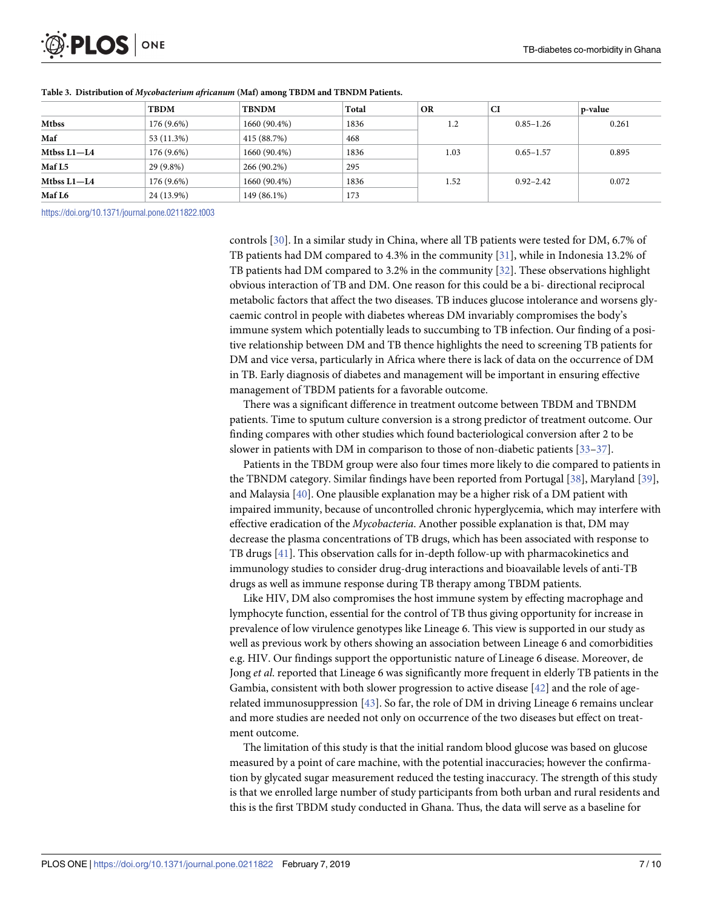**Table 3. Distribution of *Mycobacterium africanum* (Maf) among TBDM and TBNDM Patients.**

| | TBDM | TBNDM | Total | OR | CI | p-value |
|---|---|---|---|---|---|---|
| Mtbss | 176 (9.6%) | 1660 (90.4%) | 1836 | 1.2 | 0.85–1.26 | 0.261 |
| Maf | 53 (11.3%) | 415 (88.7%) | 468 | | | |
| Mtbss L1—L4 | 176 (9.6%) | 1660 (90.4%) | 1836 | 1.03 | 0.65–1.57 | 0.895 |
| Maf L5 | 29 (9.8%) | 266 (90.2%) | 295 | | | |
| Mtbss L1—L4 | 176 (9.6%) | 1660 (90.4%) | 1836 | 1.52 | 0.92–2.42 | 0.072 |
| Maf L6 | 24 (13.9%) | 149 (86.1%) | 173 | | | |

https://doi.org/10.1371/journal.pone.0211822.t003

controls [30]. In a similar study in China, where all TB patients were tested for DM, 6.7% of TB patients had DM compared to 4.3% in the community [31], while in Indonesia 13.2% of TB patients had DM compared to 3.2% in the community [32]. These observations highlight obvious interaction of TB and DM. One reason for this could be a bi- directional reciprocal metabolic factors that affect the two diseases. TB induces glucose intolerance and worsens glycaemic control in people with diabetes whereas DM invariably compromises the body's immune system which potentially leads to succumbing to TB infection. Our finding of a positive relationship between DM and TB thence highlights the need to screening TB patients for DM and vice versa, particularly in Africa where there is lack of data on the occurrence of DM in TB. Early diagnosis of diabetes and management will be important in ensuring effective management of TBDM patients for a favorable outcome.

There was a significant difference in treatment outcome between TBDM and TBNDM patients. Time to sputum culture conversion is a strong predictor of treatment outcome. Our finding compares with other studies which found bacteriological conversion after 2 to be slower in patients with DM in comparison to those of non-diabetic patients [33–37].

Patients in the TBDM group were also four times more likely to die compared to patients in the TBNDM category. Similar findings have been reported from Portugal [38], Maryland [39], and Malaysia [40]. One plausible explanation may be a higher risk of a DM patient with impaired immunity, because of uncontrolled chronic hyperglycemia, which may interfere with effective eradication of the *Mycobacteria*. Another possible explanation is that, DM may decrease the plasma concentrations of TB drugs, which has been associated with response to TB drugs [41]. This observation calls for in-depth follow-up with pharmacokinetics and immunology studies to consider drug-drug interactions and bioavailable levels of anti-TB drugs as well as immune response during TB therapy among TBDM patients.

Like HIV, DM also compromises the host immune system by effecting macrophage and lymphocyte function, essential for the control of TB thus giving opportunity for increase in prevalence of low virulence genotypes like Lineage 6. This view is supported in our study as well as previous work by others showing an association between Lineage 6 and comorbidities e.g. HIV. Our findings support the opportunistic nature of Lineage 6 disease. Moreover, de Jong *et al*. reported that Lineage 6 was significantly more frequent in elderly TB patients in the Gambia, consistent with both slower progression to active disease [42] and the role of age-related immunosuppression [43]. So far, the role of DM in driving Lineage 6 remains unclear and more studies are needed not only on occurrence of the two diseases but effect on treatment outcome.

The limitation of this study is that the initial random blood glucose was based on glucose measured by a point of care machine, with the potential inaccuracies; however the confirmation by glycated sugar measurement reduced the testing inaccuracy. The strength of this study is that we enrolled large number of study participants from both urban and rural residents and this is the first TBDM study conducted in Ghana. Thus, the data will serve as a baseline for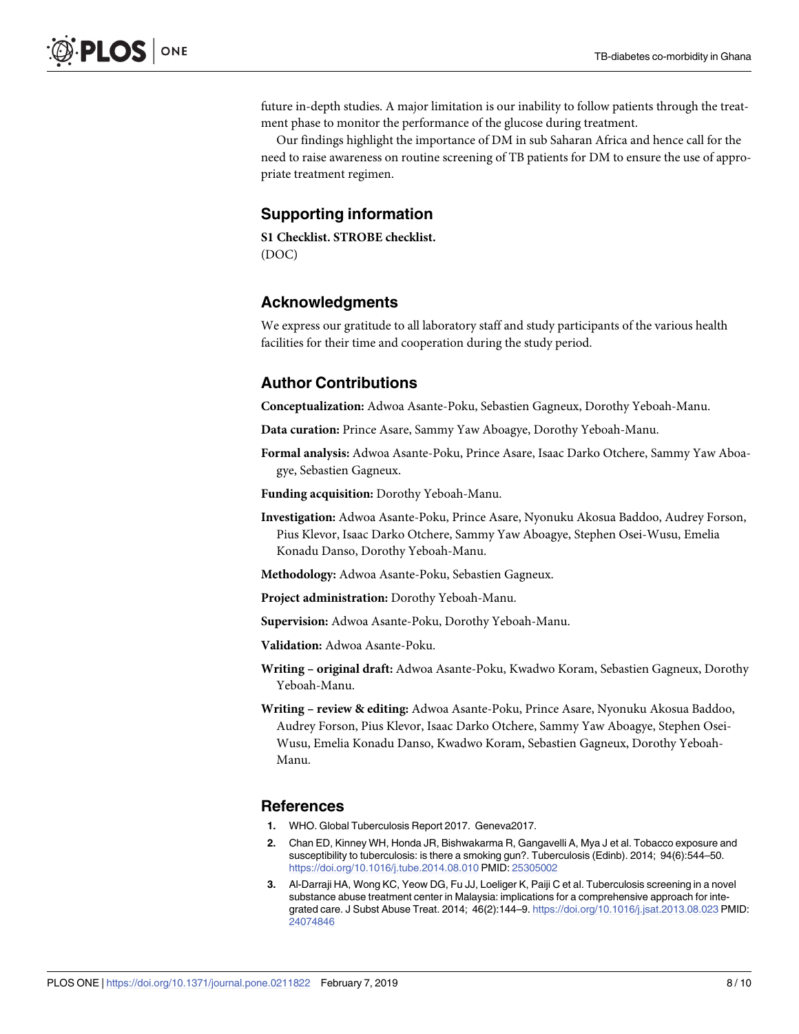future in-depth studies. A major limitation is our inability to follow patients through the treatment phase to monitor the performance of the glucose during treatment.

Our findings highlight the importance of DM in sub Saharan Africa and hence call for the need to raise awareness on routine screening of TB patients for DM to ensure the use of appropriate treatment regimen.

## Supporting information

**S1 Checklist. STROBE checklist.**
(DOC)

## Acknowledgments

We express our gratitude to all laboratory staff and study participants of the various health facilities for their time and cooperation during the study period.

## Author Contributions

**Conceptualization:** Adwoa Asante-Poku, Sebastien Gagneux, Dorothy Yeboah-Manu.

**Data curation:** Prince Asare, Sammy Yaw Aboagye, Dorothy Yeboah-Manu.

**Formal analysis:** Adwoa Asante-Poku, Prince Asare, Isaac Darko Otchere, Sammy Yaw Aboagye, Sebastien Gagneux.

**Funding acquisition:** Dorothy Yeboah-Manu.

**Investigation:** Adwoa Asante-Poku, Prince Asare, Nyonuku Akosua Baddoo, Audrey Forson, Pius Klevor, Isaac Darko Otchere, Sammy Yaw Aboagye, Stephen Osei-Wusu, Emelia Konadu Danso, Dorothy Yeboah-Manu.

**Methodology:** Adwoa Asante-Poku, Sebastien Gagneux.

**Project administration:** Dorothy Yeboah-Manu.

**Supervision:** Adwoa Asante-Poku, Dorothy Yeboah-Manu.

**Validation:** Adwoa Asante-Poku.

**Writing – original draft:** Adwoa Asante-Poku, Kwadwo Koram, Sebastien Gagneux, Dorothy Yeboah-Manu.

**Writing – review & editing:** Adwoa Asante-Poku, Prince Asare, Nyonuku Akosua Baddoo, Audrey Forson, Pius Klevor, Isaac Darko Otchere, Sammy Yaw Aboagye, Stephen Osei-Wusu, Emelia Konadu Danso, Kwadwo Koram, Sebastien Gagneux, Dorothy Yeboah-Manu.

## References

1. WHO. Global Tuberculosis Report 2017. Geneva2017.
2. Chan ED, Kinney WH, Honda JR, Bishwakarma R, Gangavelli A, Mya J et al. Tobacco exposure and susceptibility to tuberculosis: is there a smoking gun?. Tuberculosis (Edinb). 2014; 94(6):544–50. https://doi.org/10.1016/j.tube.2014.08.010 PMID: 25305002
3. Al-Darraji HA, Wong KC, Yeow DG, Fu JJ, Loeliger K, Paiji C et al. Tuberculosis screening in a novel substance abuse treatment center in Malaysia: implications for a comprehensive approach for integrated care. J Subst Abuse Treat. 2014; 46(2):144–9. https://doi.org/10.1016/j.jsat.2013.08.023 PMID: 24074846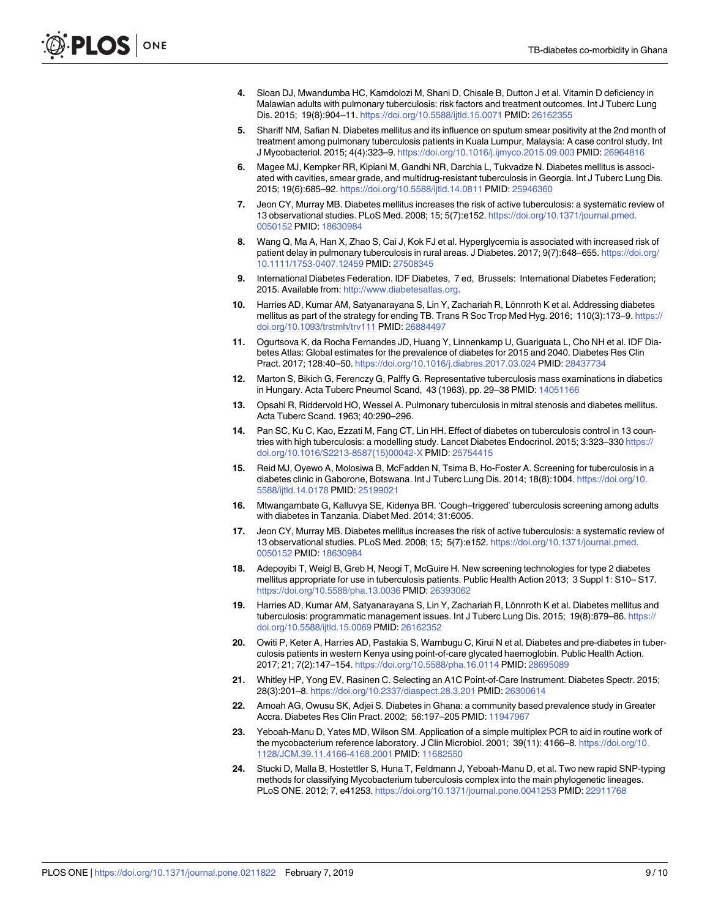4. Sloan DJ, Mwandumba HC, Kamdolozi M, Shani D, Chisale B, Dutton J et al. Vitamin D deficiency in Malawian adults with pulmonary tuberculosis: risk factors and treatment outcomes. Int J Tuberc Lung Dis. 2015; 19(8):904–11. https://doi.org/10.5588/ijtld.15.0071 PMID: 26162355

5. Shariff NM, Safian N. Diabetes mellitus and its influence on sputum smear positivity at the 2nd month of treatment among pulmonary tuberculosis patients in Kuala Lumpur, Malaysia: A case control study. Int J Mycobacteriol. 2015; 4(4):323–9. https://doi.org/10.1016/j.ijmyco.2015.09.003 PMID: 26964816

6. Magee MJ, Kempker RR, Kipiani M, Gandhi NR, Darchia L, Tukvadze N. Diabetes mellitus is associated with cavities, smear grade, and multidrug-resistant tuberculosis in Georgia. Int J Tuberc Lung Dis. 2015; 19(6):685–92. https://doi.org/10.5588/ijtld.14.0811 PMID: 25946360

7. Jeon CY, Murray MB. Diabetes mellitus increases the risk of active tuberculosis: a systematic review of 13 observational studies. PLoS Med. 2008; 15; 5(7):e152. https://doi.org/10.1371/journal.pmed.0050152 PMID: 18630984

8. Wang Q, Ma A, Han X, Zhao S, Cai J, Kok FJ et al. Hyperglycemia is associated with increased risk of patient delay in pulmonary tuberculosis in rural areas. J Diabetes. 2017; 9(7):648–655. https://doi.org/10.1111/1753-0407.12459 PMID: 27508345

9. International Diabetes Federation. IDF Diabetes, 7 ed, Brussels: International Diabetes Federation; 2015. Available from: http://www.diabetesatlas.org.

10. Harries AD, Kumar AM, Satyanarayana S, Lin Y, Zachariah R, Lönnroth K et al. Addressing diabetes mellitus as part of the strategy for ending TB. Trans R Soc Trop Med Hyg. 2016; 110(3):173–9. https://doi.org/10.1093/trstmh/trv111 PMID: 26884497

11. Ogurtsova K, da Rocha Fernandes JD, Huang Y, Linnenkamp U, Guariguata L, Cho NH et al. IDF Diabetes Atlas: Global estimates for the prevalence of diabetes for 2015 and 2040. Diabetes Res Clin Pract. 2017; 128:40–50. https://doi.org/10.1016/j.diabres.2017.03.024 PMID: 28437734

12. Marton S, Bikich G, Ferenczy G, Palffy G. Representative tuberculosis mass examinations in diabetics in Hungary. Acta Tuberc Pneumol Scand, 43 (1963), pp. 29–38 PMID: 14051166

13. Opsahl R, Riddervold HO, Wessel A. Pulmonary tuberculosis in mitral stenosis and diabetes mellitus. Acta Tuberc Scand. 1963; 40:290–296.

14. Pan SC, Ku C, Kao, Ezzati M, Fang CT, Lin HH. Effect of diabetes on tuberculosis control in 13 countries with high tuberculosis: a modelling study. Lancet Diabetes Endocrinol. 2015; 3:323–330 https://doi.org/10.1016/S2213-8587(15)00042-X PMID: 25754415

15. Reid MJ, Oyewo A, Molosiwa B, McFadden N, Tsima B, Ho-Foster A. Screening for tuberculosis in a diabetes clinic in Gaborone, Botswana. Int J Tuberc Lung Dis. 2014; 18(8):1004. https://doi.org/10.5588/ijtld.14.0178 PMID: 25199021

16. Mtwangambate G, Kalluvya SE, Kidenya BR. 'Cough–triggered' tuberculosis screening among adults with diabetes in Tanzania. Diabet Med. 2014; 31:6005.

17. Jeon CY, Murray MB. Diabetes mellitus increases the risk of active tuberculosis: a systematic review of 13 observational studies. PLoS Med. 2008; 15; 5(7):e152. https://doi.org/10.1371/journal.pmed.0050152 PMID: 18630984

18. Adepoyibi T, Weigl B, Greb H, Neogi T, McGuire H. New screening technologies for type 2 diabetes mellitus appropriate for use in tuberculosis patients. Public Health Action 2013; 3 Suppl 1: S10– S17. https://doi.org/10.5588/pha.13.0036 PMID: 26393062

19. Harries AD, Kumar AM, Satyanarayana S, Lin Y, Zachariah R, Lönnroth K et al. Diabetes mellitus and tuberculosis: programmatic management issues. Int J Tuberc Lung Dis. 2015; 19(8):879–86. https://doi.org/10.5588/ijtld.15.0069 PMID: 26162352

20. Owiti P, Keter A, Harries AD, Pastakia S, Wambugu C, Kirui N et al. Diabetes and pre-diabetes in tuberculosis patients in western Kenya using point-of-care glycated haemoglobin. Public Health Action. 2017; 21; 7(2):147–154. https://doi.org/10.5588/pha.16.0114 PMID: 28695089

21. Whitley HP, Yong EV, Rasinen C. Selecting an A1C Point-of-Care Instrument. Diabetes Spectr. 2015; 28(3):201–8. https://doi.org/10.2337/diaspect.28.3.201 PMID: 26300614

22. Amoah AG, Owusu SK, Adjei S. Diabetes in Ghana: a community based prevalence study in Greater Accra. Diabetes Res Clin Pract. 2002; 56:197–205 PMID: 11947967

23. Yeboah-Manu D, Yates MD, Wilson SM. Application of a simple multiplex PCR to aid in routine work of the mycobacterium reference laboratory. J Clin Microbiol. 2001; 39(11): 4166–8. https://doi.org/10.1128/JCM.39.11.4166-4168.2001 PMID: 11682550

24. Stucki D, Malla B, Hostettler S, Huna T, Feldmann J, Yeboah-Manu D, et al. Two new rapid SNP-typing methods for classifying Mycobacterium tuberculosis complex into the main phylogenetic lineages. PLoS ONE. 2012; 7, e41253. https://doi.org/10.1371/journal.pone.0041253 PMID: 22911768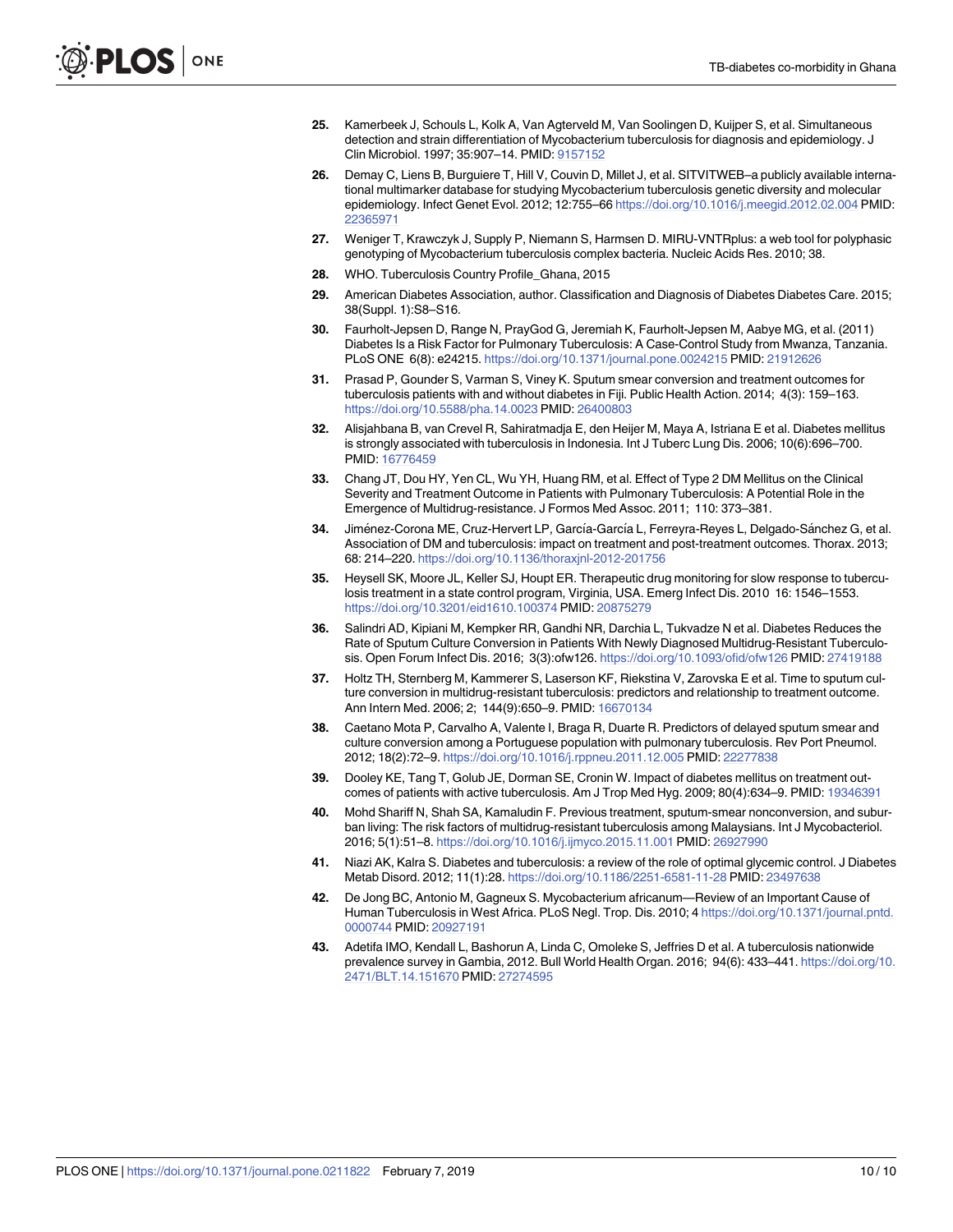25. Kamerbeek J, Schouls L, Kolk A, Van Agterveld M, Van Soolingen D, Kuijper S, et al. Simultaneous detection and strain differentiation of Mycobacterium tuberculosis for diagnosis and epidemiology. J Clin Microbiol. 1997; 35:907–14. PMID: 9157152

26. Demay C, Liens B, Burguiere T, Hill V, Couvin D, Millet J, et al. SITVITWEB–a publicly available international multimarker database for studying Mycobacterium tuberculosis genetic diversity and molecular epidemiology. Infect Genet Evol. 2012; 12:755–66 https://doi.org/10.1016/j.meegid.2012.02.004 PMID: 22365971

27. Weniger T, Krawczyk J, Supply P, Niemann S, Harmsen D. MIRU-VNTRplus: a web tool for polyphasic genotyping of Mycobacterium tuberculosis complex bacteria. Nucleic Acids Res. 2010; 38.

28. WHO. Tuberculosis Country Profile_Ghana, 2015

29. American Diabetes Association, author. Classification and Diagnosis of Diabetes Diabetes Care. 2015; 38(Suppl. 1):S8–S16.

30. Faurholt-Jepsen D, Range N, PrayGod G, Jeremiah K, Faurholt-Jepsen M, Aabye MG, et al. (2011) Diabetes Is a Risk Factor for Pulmonary Tuberculosis: A Case-Control Study from Mwanza, Tanzania. PLoS ONE 6(8): e24215. https://doi.org/10.1371/journal.pone.0024215 PMID: 21912626

31. Prasad P, Gounder S, Varman S, Viney K. Sputum smear conversion and treatment outcomes for tuberculosis patients with and without diabetes in Fiji. Public Health Action. 2014; 4(3): 159–163. https://doi.org/10.5588/pha.14.0023 PMID: 26400803

32. Alisjahbana B, van Crevel R, Sahiratmadja E, den Heijer M, Maya A, Istriana E et al. Diabetes mellitus is strongly associated with tuberculosis in Indonesia. Int J Tuberc Lung Dis. 2006; 10(6):696–700. PMID: 16776459

33. Chang JT, Dou HY, Yen CL, Wu YH, Huang RM, et al. Effect of Type 2 DM Mellitus on the Clinical Severity and Treatment Outcome in Patients with Pulmonary Tuberculosis: A Potential Role in the Emergence of Multidrug-resistance. J Formos Med Assoc. 2011; 110: 373–381.

34. Jiménez-Corona ME, Cruz-Hervert LP, García-García L, Ferreyra-Reyes L, Delgado-Sánchez G, et al. Association of DM and tuberculosis: impact on treatment and post-treatment outcomes. Thorax. 2013; 68: 214–220. https://doi.org/10.1136/thoraxjnl-2012-201756

35. Heysell SK, Moore JL, Keller SJ, Houpt ER. Therapeutic drug monitoring for slow response to tuberculosis treatment in a state control program, Virginia, USA. Emerg Infect Dis. 2010 16: 1546–1553. https://doi.org/10.3201/eid1610.100374 PMID: 20875279

36. Salindri AD, Kipiani M, Kempker RR, Gandhi NR, Darchia L, Tukvadze N et al. Diabetes Reduces the Rate of Sputum Culture Conversion in Patients With Newly Diagnosed Multidrug-Resistant Tuberculosis. Open Forum Infect Dis. 2016; 3(3):ofw126. https://doi.org/10.1093/ofid/ofw126 PMID: 27419188

37. Holtz TH, Sternberg M, Kammerer S, Laserson KF, Riekstina V, Zarovska E et al. Time to sputum culture conversion in multidrug-resistant tuberculosis: predictors and relationship to treatment outcome. Ann Intern Med. 2006; 2; 144(9):650–9. PMID: 16670134

38. Caetano Mota P, Carvalho A, Valente I, Braga R, Duarte R. Predictors of delayed sputum smear and culture conversion among a Portuguese population with pulmonary tuberculosis. Rev Port Pneumol. 2012; 18(2):72–9. https://doi.org/10.1016/j.rppneu.2011.12.005 PMID: 22277838

39. Dooley KE, Tang T, Golub JE, Dorman SE, Cronin W. Impact of diabetes mellitus on treatment outcomes of patients with active tuberculosis. Am J Trop Med Hyg. 2009; 80(4):634–9. PMID: 19346391

40. Mohd Shariff N, Shah SA, Kamaludin F. Previous treatment, sputum-smear nonconversion, and suburban living: The risk factors of multidrug-resistant tuberculosis among Malaysians. Int J Mycobacteriol. 2016; 5(1):51–8. https://doi.org/10.1016/j.ijmyco.2015.11.001 PMID: 26927990

41. Niazi AK, Kalra S. Diabetes and tuberculosis: a review of the role of optimal glycemic control. J Diabetes Metab Disord. 2012; 11(1):28. https://doi.org/10.1186/2251-6581-11-28 PMID: 23497638

42. De Jong BC, Antonio M, Gagneux S. Mycobacterium africanum—Review of an Important Cause of Human Tuberculosis in West Africa. PLoS Negl. Trop. Dis. 2010; 4 https://doi.org/10.1371/journal.pntd.0000744 PMID: 20927191

43. Adetifa IMO, Kendall L, Bashorun A, Linda C, Omoleke S, Jeffries D et al. A tuberculosis nationwide prevalence survey in Gambia, 2012. Bull World Health Organ. 2016; 94(6): 433–441. https://doi.org/10.2471/BLT.14.151670 PMID: 27274595